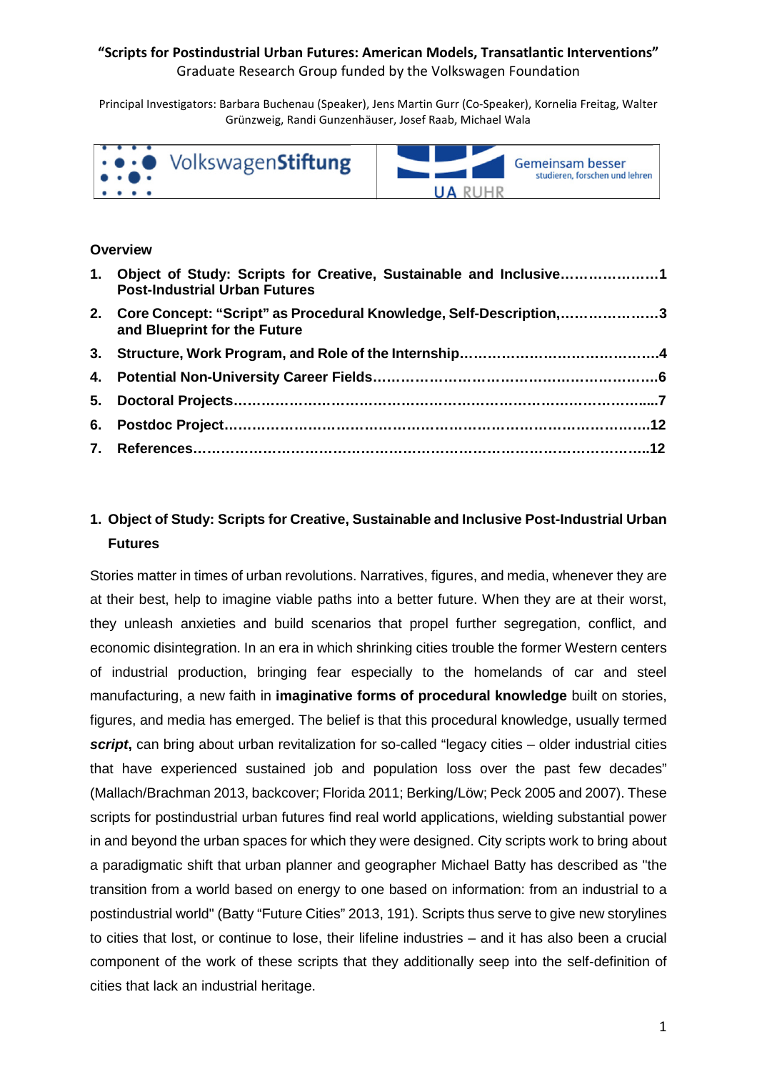**"Scripts for Postindustrial Urban Futures: American Models, Transatlantic Interventions"**
Graduate Research Group funded by the Volkswagen Foundation

Principal Investigators: Barbara Buchenau (Speaker), Jens Martin Gurr (Co-Speaker), Kornelia Freitag, Walter Grünzweig, Randi Gunzenhäuser, Josef Raab, Michael Wala

VolkswagenStiftung | UA RUHR – Gemeinsam besser studieren, forschen und lehren

**Overview**

1. **Object of Study: Scripts for Creative, Sustainable and Inclusive Post-Industrial Urban Futures…………………1**
2. **Core Concept: "Script" as Procedural Knowledge, Self-Description, and Blueprint for the Future…………………3**
3. **Structure, Work Program, and Role of the Internship……………………………………4**
4. **Potential Non-University Career Fields…………………………………………………….6**
5. **Doctoral Projects…………………………………………………………………………....7**
6. **Postdoc Project……………………………………………………………………………12**
7. **References………………………………………………………………………………...12**

## 1. Object of Study: Scripts for Creative, Sustainable and Inclusive Post-Industrial Urban Futures

Stories matter in times of urban revolutions. Narratives, figures, and media, whenever they are at their best, help to imagine viable paths into a better future. When they are at their worst, they unleash anxieties and build scenarios that propel further segregation, conflict, and economic disintegration. In an era in which shrinking cities trouble the former Western centers of industrial production, bringing fear especially to the homelands of car and steel manufacturing, a new faith in **imaginative forms of procedural knowledge** built on stories, figures, and media has emerged. The belief is that this procedural knowledge, usually termed ***script***, can bring about urban revitalization for so-called "legacy cities – older industrial cities that have experienced sustained job and population loss over the past few decades" (Mallach/Brachman 2013, backcover; Florida 2011; Berking/Löw; Peck 2005 and 2007). These scripts for postindustrial urban futures find real world applications, wielding substantial power in and beyond the urban spaces for which they were designed. City scripts work to bring about a paradigmatic shift that urban planner and geographer Michael Batty has described as "the transition from a world based on energy to one based on information: from an industrial to a postindustrial world" (Batty "Future Cities" 2013, 191). Scripts thus serve to give new storylines to cities that lost, or continue to lose, their lifeline industries – and it has also been a crucial component of the work of these scripts that they additionally seep into the self-definition of cities that lack an industrial heritage.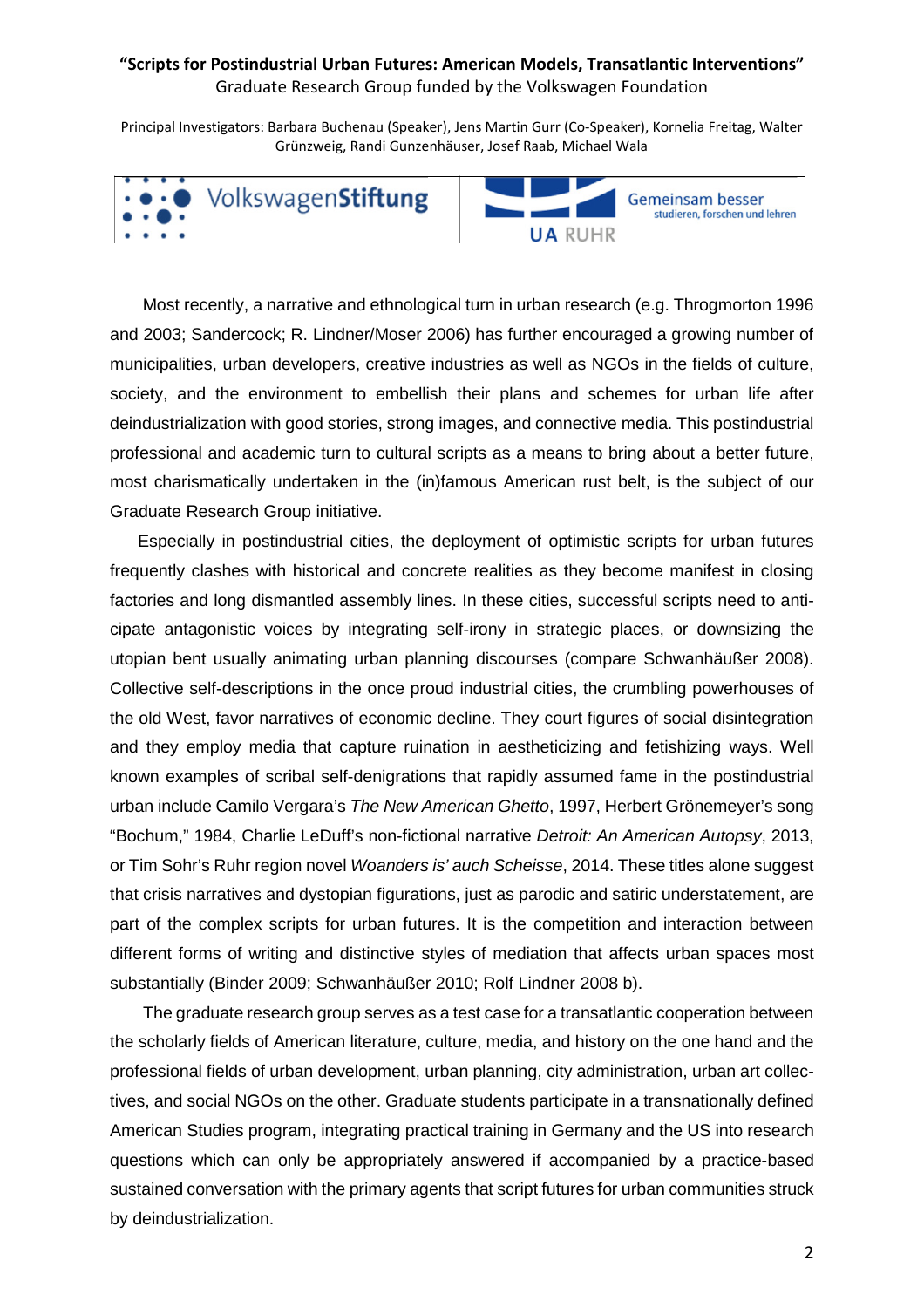Most recently, a narrative and ethnological turn in urban research (e.g. Throgmorton 1996 and 2003; Sandercock; R. Lindner/Moser 2006) has further encouraged a growing number of municipalities, urban developers, creative industries as well as NGOs in the fields of culture, society, and the environment to embellish their plans and schemes for urban life after deindustrialization with good stories, strong images, and connective media. This postindustrial professional and academic turn to cultural scripts as a means to bring about a better future, most charismatically undertaken in the (in)famous American rust belt, is the subject of our Graduate Research Group initiative.

Especially in postindustrial cities, the deployment of optimistic scripts for urban futures frequently clashes with historical and concrete realities as they become manifest in closing factories and long dismantled assembly lines. In these cities, successful scripts need to anticipate antagonistic voices by integrating self-irony in strategic places, or downsizing the utopian bent usually animating urban planning discourses (compare Schwanhäußer 2008). Collective self-descriptions in the once proud industrial cities, the crumbling powerhouses of the old West, favor narratives of economic decline. They court figures of social disintegration and they employ media that capture ruination in aestheticizing and fetishizing ways. Well known examples of scribal self-denigrations that rapidly assumed fame in the postindustrial urban include Camilo Vergara's *The New American Ghetto*, 1997, Herbert Grönemeyer's song "Bochum," 1984, Charlie LeDuff's non-fictional narrative *Detroit: An American Autopsy*, 2013, or Tim Sohr's Ruhr region novel *Woanders is' auch Scheisse*, 2014. These titles alone suggest that crisis narratives and dystopian figurations, just as parodic and satiric understatement, are part of the complex scripts for urban futures. It is the competition and interaction between different forms of writing and distinctive styles of mediation that affects urban spaces most substantially (Binder 2009; Schwanhäußer 2010; Rolf Lindner 2008 b).

The graduate research group serves as a test case for a transatlantic cooperation between the scholarly fields of American literature, culture, media, and history on the one hand and the professional fields of urban development, urban planning, city administration, urban art collectives, and social NGOs on the other. Graduate students participate in a transnationally defined American Studies program, integrating practical training in Germany and the US into research questions which can only be appropriately answered if accompanied by a practice-based sustained conversation with the primary agents that script futures for urban communities struck by deindustrialization.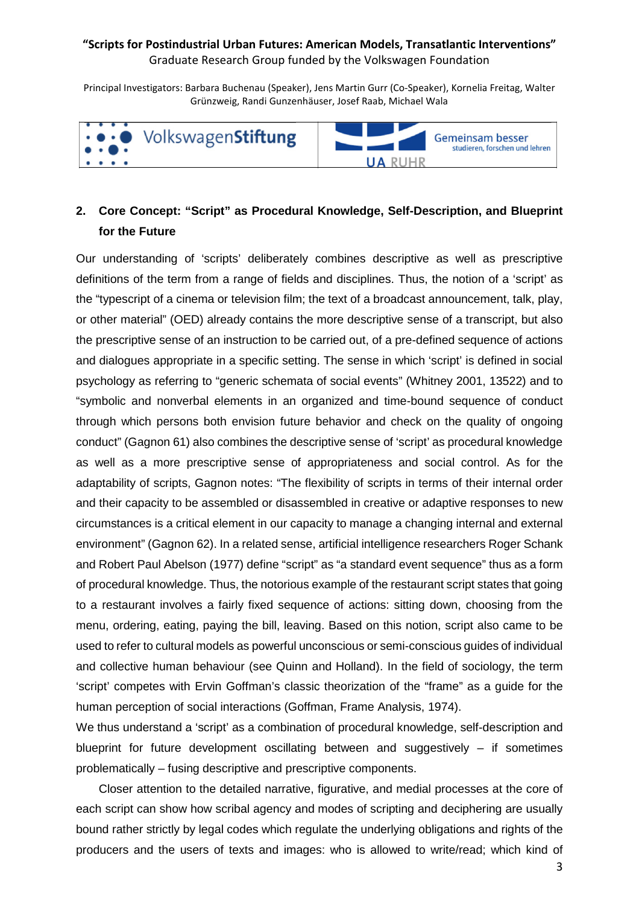## 2. Core Concept: "Script" as Procedural Knowledge, Self-Description, and Blueprint for the Future

Our understanding of 'scripts' deliberately combines descriptive as well as prescriptive definitions of the term from a range of fields and disciplines. Thus, the notion of a 'script' as the "typescript of a cinema or television film; the text of a broadcast announcement, talk, play, or other material" (OED) already contains the more descriptive sense of a transcript, but also the prescriptive sense of an instruction to be carried out, of a pre-defined sequence of actions and dialogues appropriate in a specific setting. The sense in which 'script' is defined in social psychology as referring to "generic schemata of social events" (Whitney 2001, 13522) and to "symbolic and nonverbal elements in an organized and time-bound sequence of conduct through which persons both envision future behavior and check on the quality of ongoing conduct" (Gagnon 61) also combines the descriptive sense of 'script' as procedural knowledge as well as a more prescriptive sense of appropriateness and social control. As for the adaptability of scripts, Gagnon notes: "The flexibility of scripts in terms of their internal order and their capacity to be assembled or disassembled in creative or adaptive responses to new circumstances is a critical element in our capacity to manage a changing internal and external environment" (Gagnon 62). In a related sense, artificial intelligence researchers Roger Schank and Robert Paul Abelson (1977) define "script" as "a standard event sequence" thus as a form of procedural knowledge. Thus, the notorious example of the restaurant script states that going to a restaurant involves a fairly fixed sequence of actions: sitting down, choosing from the menu, ordering, eating, paying the bill, leaving. Based on this notion, script also came to be used to refer to cultural models as powerful unconscious or semi-conscious guides of individual and collective human behaviour (see Quinn and Holland). In the field of sociology, the term 'script' competes with Ervin Goffman's classic theorization of the "frame" as a guide for the human perception of social interactions (Goffman, Frame Analysis, 1974).

We thus understand a 'script' as a combination of procedural knowledge, self-description and blueprint for future development oscillating between and suggestively – if sometimes problematically – fusing descriptive and prescriptive components.

Closer attention to the detailed narrative, figurative, and medial processes at the core of each script can show how scribal agency and modes of scripting and deciphering are usually bound rather strictly by legal codes which regulate the underlying obligations and rights of the producers and the users of texts and images: who is allowed to write/read; which kind of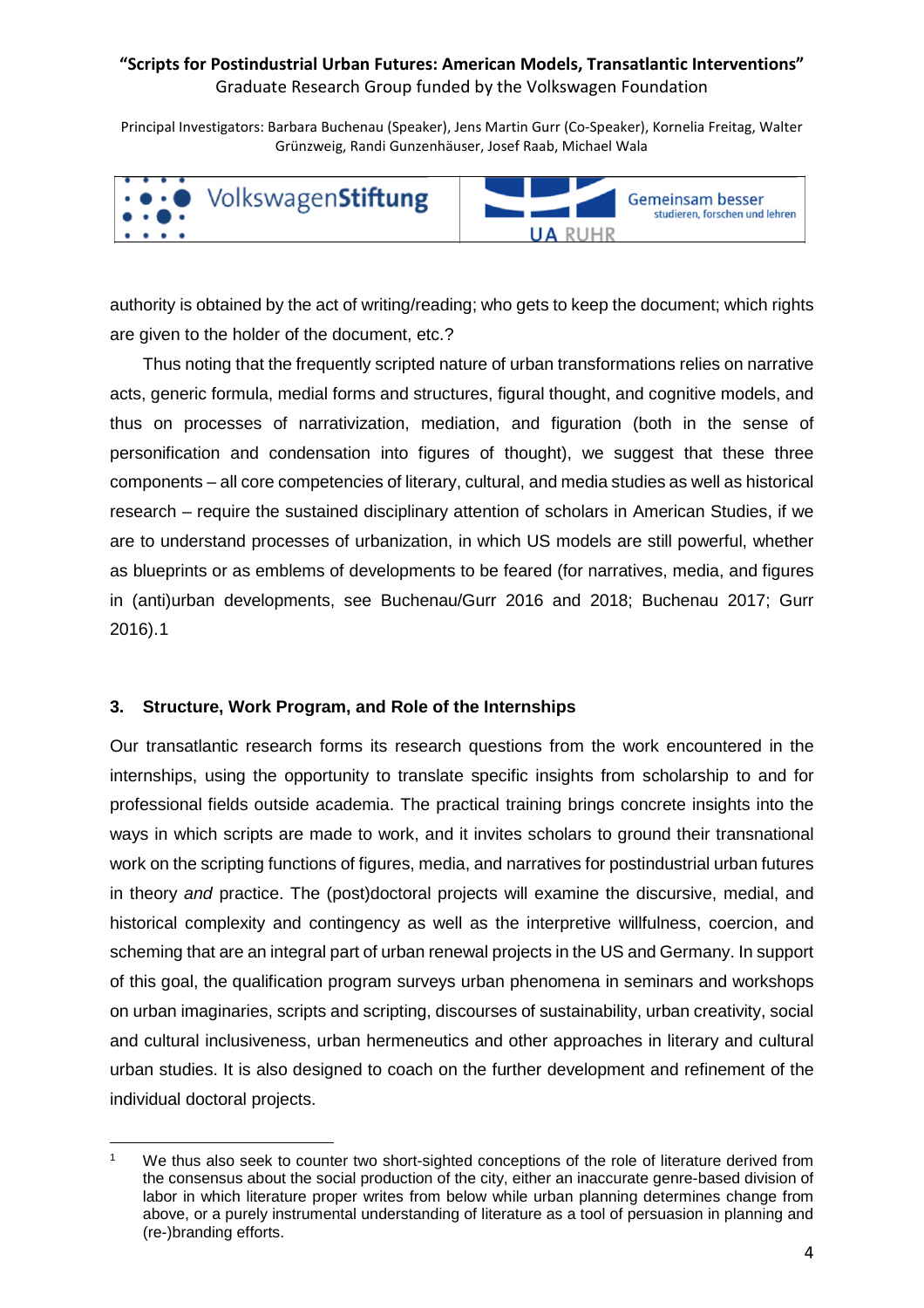authority is obtained by the act of writing/reading; who gets to keep the document; which rights are given to the holder of the document, etc.?

Thus noting that the frequently scripted nature of urban transformations relies on narrative acts, generic formula, medial forms and structures, figural thought, and cognitive models, and thus on processes of narrativization, mediation, and figuration (both in the sense of personification and condensation into figures of thought), we suggest that these three components – all core competencies of literary, cultural, and media studies as well as historical research – require the sustained disciplinary attention of scholars in American Studies, if we are to understand processes of urbanization, in which US models are still powerful, whether as blueprints or as emblems of developments to be feared (for narratives, media, and figures in (anti)urban developments, see Buchenau/Gurr 2016 and 2018; Buchenau 2017; Gurr 2016).[1]

## 3. Structure, Work Program, and Role of the Internships

Our transatlantic research forms its research questions from the work encountered in the internships, using the opportunity to translate specific insights from scholarship to and for professional fields outside academia. The practical training brings concrete insights into the ways in which scripts are made to work, and it invites scholars to ground their transnational work on the scripting functions of figures, media, and narratives for postindustrial urban futures in theory *and* practice. The (post)doctoral projects will examine the discursive, medial, and historical complexity and contingency as well as the interpretive willfulness, coercion, and scheming that are an integral part of urban renewal projects in the US and Germany. In support of this goal, the qualification program surveys urban phenomena in seminars and workshops on urban imaginaries, scripts and scripting, discourses of sustainability, urban creativity, social and cultural inclusiveness, urban hermeneutics and other approaches in literary and cultural urban studies. It is also designed to coach on the further development and refinement of the individual doctoral projects.

---

[1] We thus also seek to counter two short-sighted conceptions of the role of literature derived from the consensus about the social production of the city, either an inaccurate genre-based division of labor in which literature proper writes from below while urban planning determines change from above, or a purely instrumental understanding of literature as a tool of persuasion in planning and (re-)branding efforts.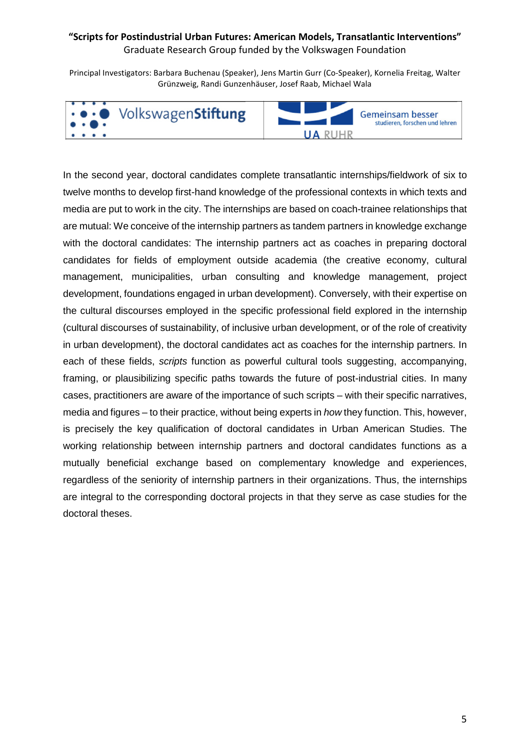In the second year, doctoral candidates complete transatlantic internships/fieldwork of six to twelve months to develop first-hand knowledge of the professional contexts in which texts and media are put to work in the city. The internships are based on coach-trainee relationships that are mutual: We conceive of the internship partners as tandem partners in knowledge exchange with the doctoral candidates: The internship partners act as coaches in preparing doctoral candidates for fields of employment outside academia (the creative economy, cultural management, municipalities, urban consulting and knowledge management, project development, foundations engaged in urban development). Conversely, with their expertise on the cultural discourses employed in the specific professional field explored in the internship (cultural discourses of sustainability, of inclusive urban development, or of the role of creativity in urban development), the doctoral candidates act as coaches for the internship partners. In each of these fields, *scripts* function as powerful cultural tools suggesting, accompanying, framing, or plausibilizing specific paths towards the future of post-industrial cities. In many cases, practitioners are aware of the importance of such scripts – with their specific narratives, media and figures – to their practice, without being experts in *how* they function. This, however, is precisely the key qualification of doctoral candidates in Urban American Studies. The working relationship between internship partners and doctoral candidates functions as a mutually beneficial exchange based on complementary knowledge and experiences, regardless of the seniority of internship partners in their organizations. Thus, the internships are integral to the corresponding doctoral projects in that they serve as case studies for the doctoral theses.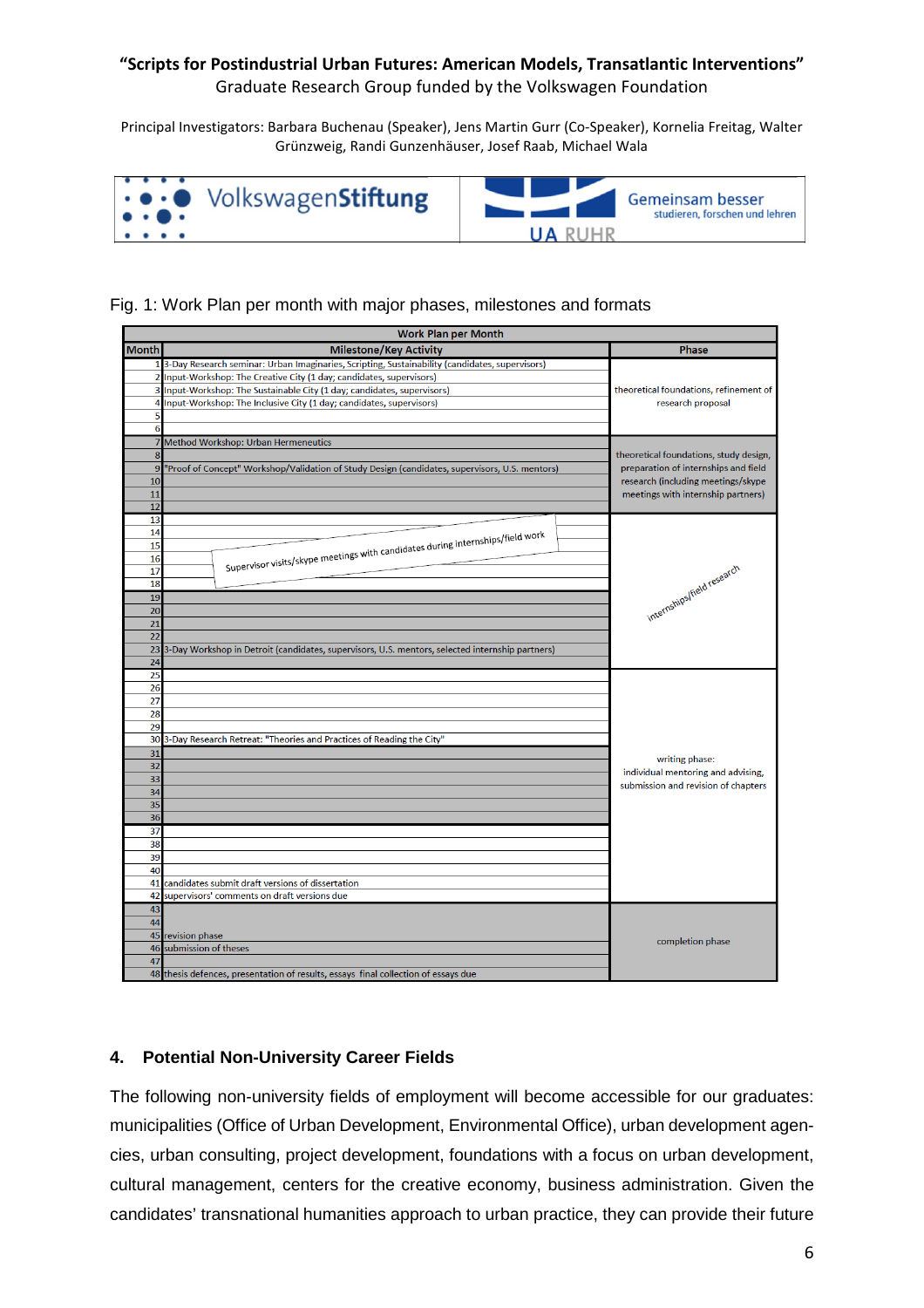**"Scripts for Postindustrial Urban Futures: American Models, Transatlantic Interventions"**
Graduate Research Group funded by the Volkswagen Foundation

Principal Investigators: Barbara Buchenau (Speaker), Jens Martin Gurr (Co-Speaker), Kornelia Freitag, Walter Grünzweig, Randi Gunzenhäuser, Josef Raab, Michael Wala

VolkswagenStiftung | UA RUHR — Gemeinsam besser studieren, forschen und lehren

Fig. 1: Work Plan per month with major phases, milestones and formats

| Work Plan per Month | | |
|---|---|---|
| **Month** | **Milestone/Key Activity** | **Phase** |
| 1 | 3-Day Research seminar: Urban Imaginaries, Scripting, Sustainability (candidates, supervisors) | theoretical foundations, refinement of research proposal |
| 2 | Input-Workshop: The Creative City (1 day; candidates, supervisors) | |
| 3 | Input-Workshop: The Sustainable City (1 day; candidates, supervisors) | |
| 4 | Input-Workshop: The Inclusive City (1 day; candidates, supervisors) | |
| 5 | | |
| 6 | | |
| 7 | Method Workshop: Urban Hermeneutics | theoretical foundations, study design, preparation of internships and field research (including meetings/skype meetings with internship partners) |
| 8 | | |
| 9 | "Proof of Concept" Workshop/Validation of Study Design (candidates, supervisors, U.S. mentors) | |
| 10 | | |
| 11 | | |
| 12 | | |
| 13 | | internships/field research |
| 14 | Supervisor visits/skype meetings with candidates during internships/field work | |
| 15 | | |
| 16 | | |
| 17 | | |
| 18 | | |
| 19 | | |
| 20 | | |
| 21 | | |
| 22 | | |
| 23 | 3-Day Workshop in Detroit (candidates, supervisors, U.S. mentors, selected internship partners) | |
| 24 | | |
| 25 | | writing phase: individual mentoring and advising, submission and revision of chapters |
| 26 | | |
| 27 | | |
| 28 | | |
| 29 | | |
| 30 | 3-Day Research Retreat: "Theories and Practices of Reading the City" | |
| 31 | | |
| 32 | | |
| 33 | | |
| 34 | | |
| 35 | | |
| 36 | | |
| 37 | | |
| 38 | | |
| 39 | | |
| 40 | | |
| 41 | candidates submit draft versions of dissertation | |
| 42 | supervisors' comments on draft versions due | |
| 43 | | completion phase |
| 44 | | |
| 45 | revision phase | |
| 46 | submission of theses | |
| 47 | | |
| 48 | thesis defences, presentation of results, essays final collection of essays due | |

## 4. Potential Non-University Career Fields

The following non-university fields of employment will become accessible for our graduates: municipalities (Office of Urban Development, Environmental Office), urban development agencies, urban consulting, project development, foundations with a focus on urban development, cultural management, centers for the creative economy, business administration. Given the candidates' transnational humanities approach to urban practice, they can provide their future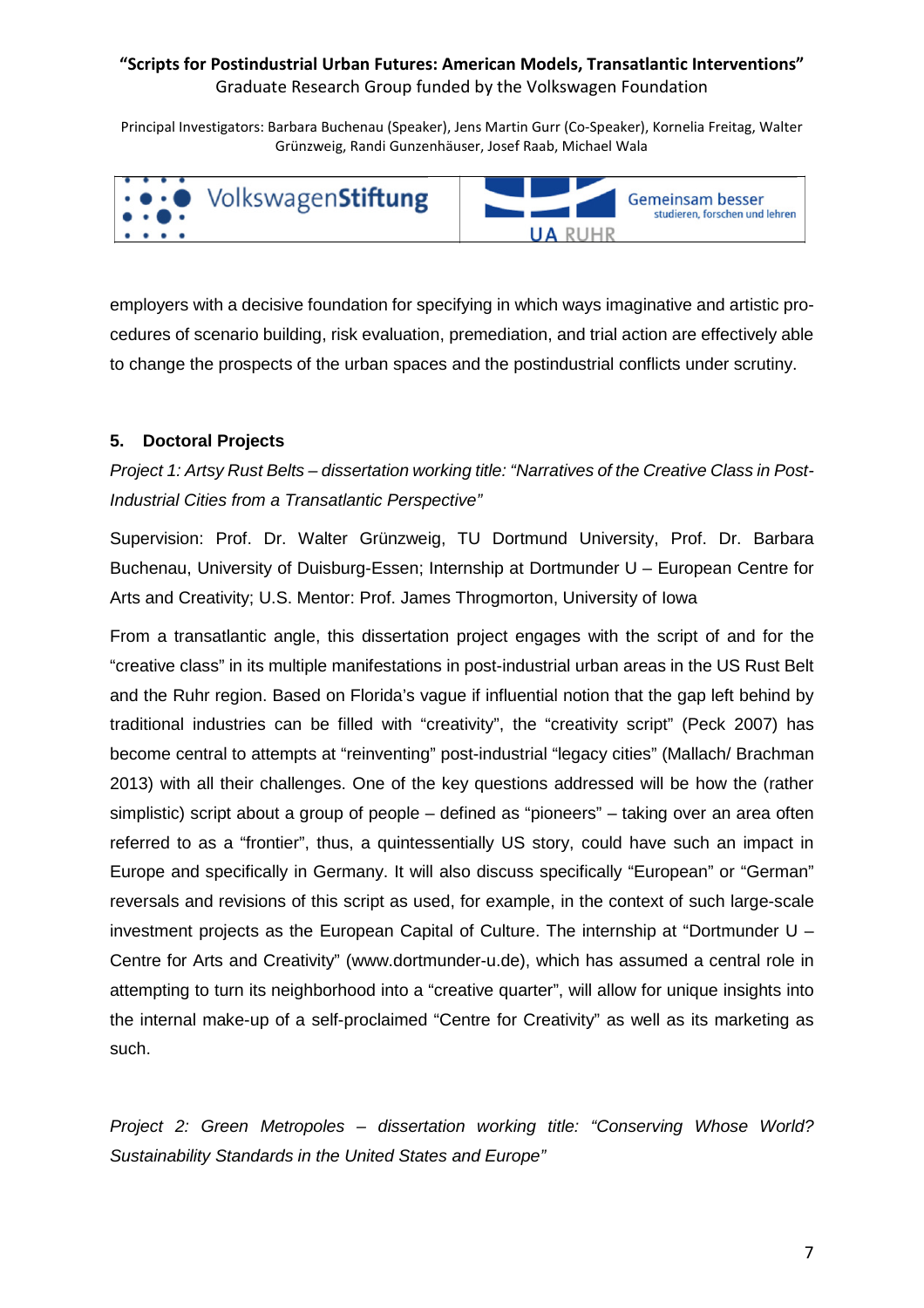employers with a decisive foundation for specifying in which ways imaginative and artistic procedures of scenario building, risk evaluation, premediation, and trial action are effectively able to change the prospects of the urban spaces and the postindustrial conflicts under scrutiny.

## 5. Doctoral Projects

*Project 1: Artsy Rust Belts – dissertation working title: "Narratives of the Creative Class in Post-Industrial Cities from a Transatlantic Perspective"*

Supervision: Prof. Dr. Walter Grünzweig, TU Dortmund University, Prof. Dr. Barbara Buchenau, University of Duisburg-Essen; Internship at Dortmunder U – European Centre for Arts and Creativity; U.S. Mentor: Prof. James Throgmorton, University of Iowa

From a transatlantic angle, this dissertation project engages with the script of and for the "creative class" in its multiple manifestations in post-industrial urban areas in the US Rust Belt and the Ruhr region. Based on Florida's vague if influential notion that the gap left behind by traditional industries can be filled with "creativity", the "creativity script" (Peck 2007) has become central to attempts at "reinventing" post-industrial "legacy cities" (Mallach/ Brachman 2013) with all their challenges. One of the key questions addressed will be how the (rather simplistic) script about a group of people – defined as "pioneers" – taking over an area often referred to as a "frontier", thus, a quintessentially US story, could have such an impact in Europe and specifically in Germany. It will also discuss specifically "European" or "German" reversals and revisions of this script as used, for example, in the context of such large-scale investment projects as the European Capital of Culture. The internship at "Dortmunder U – Centre for Arts and Creativity" (www.dortmunder-u.de), which has assumed a central role in attempting to turn its neighborhood into a "creative quarter", will allow for unique insights into the internal make-up of a self-proclaimed "Centre for Creativity" as well as its marketing as such.

*Project 2: Green Metropoles – dissertation working title: "Conserving Whose World? Sustainability Standards in the United States and Europe"*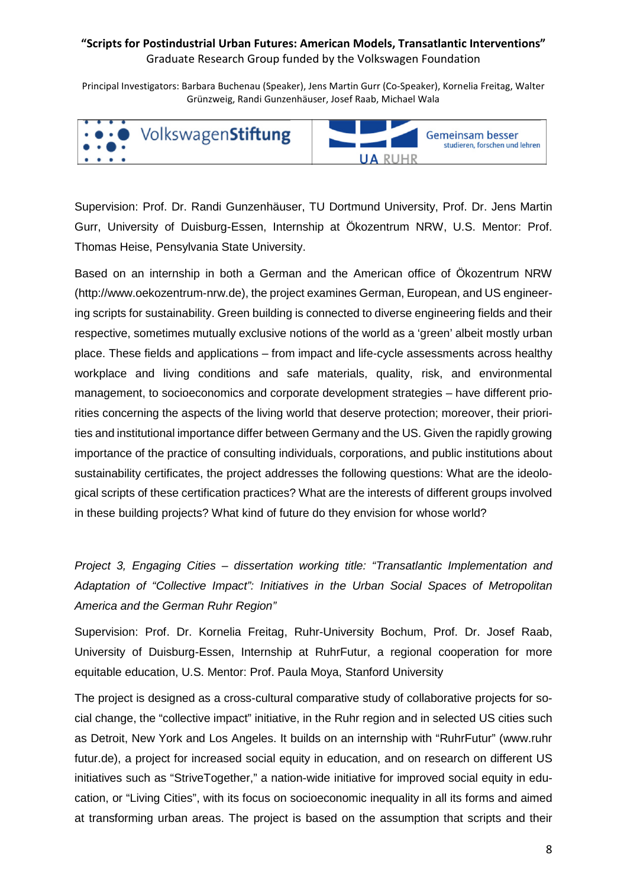Supervision: Prof. Dr. Randi Gunzenhäuser, TU Dortmund University, Prof. Dr. Jens Martin Gurr, University of Duisburg-Essen, Internship at Ökozentrum NRW, U.S. Mentor: Prof. Thomas Heise, Pensylvania State University.

Based on an internship in both a German and the American office of Ökozentrum NRW (http://www.oekozentrum-nrw.de), the project examines German, European, and US engineering scripts for sustainability. Green building is connected to diverse engineering fields and their respective, sometimes mutually exclusive notions of the world as a 'green' albeit mostly urban place. These fields and applications – from impact and life-cycle assessments across healthy workplace and living conditions and safe materials, quality, risk, and environmental management, to socioeconomics and corporate development strategies – have different priorities concerning the aspects of the living world that deserve protection; moreover, their priorities and institutional importance differ between Germany and the US. Given the rapidly growing importance of the practice of consulting individuals, corporations, and public institutions about sustainability certificates, the project addresses the following questions: What are the ideological scripts of these certification practices? What are the interests of different groups involved in these building projects? What kind of future do they envision for whose world?

*Project 3, Engaging Cities – dissertation working title: "Transatlantic Implementation and Adaptation of "Collective Impact": Initiatives in the Urban Social Spaces of Metropolitan America and the German Ruhr Region"*

Supervision: Prof. Dr. Kornelia Freitag, Ruhr-University Bochum, Prof. Dr. Josef Raab, University of Duisburg-Essen, Internship at RuhrFutur, a regional cooperation for more equitable education, U.S. Mentor: Prof. Paula Moya, Stanford University

The project is designed as a cross-cultural comparative study of collaborative projects for social change, the "collective impact" initiative, in the Ruhr region and in selected US cities such as Detroit, New York and Los Angeles. It builds on an internship with "RuhrFutur" (www.ruhrfutur.de), a project for increased social equity in education, and on research on different US initiatives such as "StriveTogether," a nation-wide initiative for improved social equity in education, or "Living Cities", with its focus on socioeconomic inequality in all its forms and aimed at transforming urban areas. The project is based on the assumption that scripts and their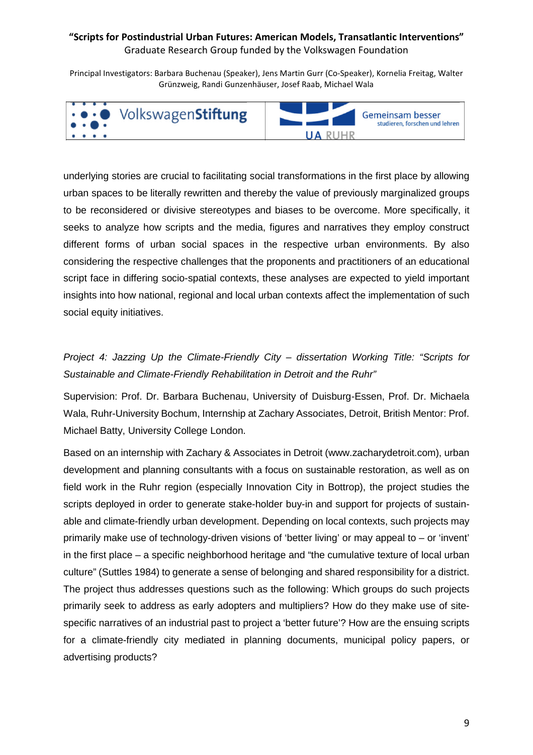underlying stories are crucial to facilitating social transformations in the first place by allowing urban spaces to be literally rewritten and thereby the value of previously marginalized groups to be reconsidered or divisive stereotypes and biases to be overcome. More specifically, it seeks to analyze how scripts and the media, figures and narratives they employ construct different forms of urban social spaces in the respective urban environments. By also considering the respective challenges that the proponents and practitioners of an educational script face in differing socio-spatial contexts, these analyses are expected to yield important insights into how national, regional and local urban contexts affect the implementation of such social equity initiatives.

*Project 4: Jazzing Up the Climate-Friendly City – dissertation Working Title: "Scripts for Sustainable and Climate-Friendly Rehabilitation in Detroit and the Ruhr"*

Supervision: Prof. Dr. Barbara Buchenau, University of Duisburg-Essen, Prof. Dr. Michaela Wala, Ruhr-University Bochum, Internship at Zachary Associates, Detroit, British Mentor: Prof. Michael Batty, University College London.

Based on an internship with Zachary & Associates in Detroit (www.zacharydetroit.com), urban development and planning consultants with a focus on sustainable restoration, as well as on field work in the Ruhr region (especially Innovation City in Bottrop), the project studies the scripts deployed in order to generate stake-holder buy-in and support for projects of sustainable and climate-friendly urban development. Depending on local contexts, such projects may primarily make use of technology-driven visions of 'better living' or may appeal to – or 'invent' in the first place – a specific neighborhood heritage and "the cumulative texture of local urban culture" (Suttles 1984) to generate a sense of belonging and shared responsibility for a district. The project thus addresses questions such as the following: Which groups do such projects primarily seek to address as early adopters and multipliers? How do they make use of site-specific narratives of an industrial past to project a 'better future'? How are the ensuing scripts for a climate-friendly city mediated in planning documents, municipal policy papers, or advertising products?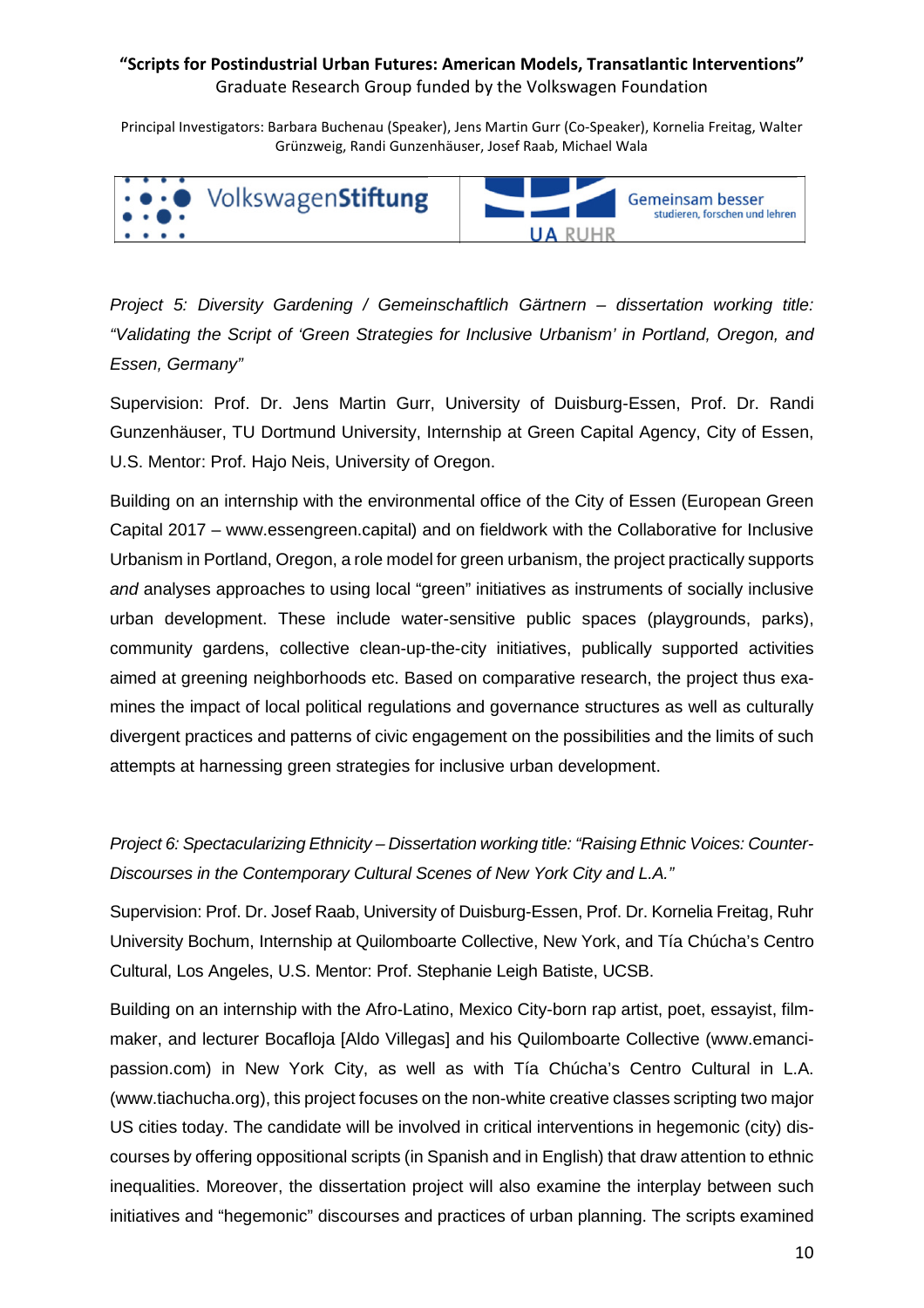*Project 5: Diversity Gardening / Gemeinschaftlich Gärtnern – dissertation working title: "Validating the Script of 'Green Strategies for Inclusive Urbanism' in Portland, Oregon, and Essen, Germany"*

Supervision: Prof. Dr. Jens Martin Gurr, University of Duisburg-Essen, Prof. Dr. Randi Gunzenhäuser, TU Dortmund University, Internship at Green Capital Agency, City of Essen, U.S. Mentor: Prof. Hajo Neis, University of Oregon.

Building on an internship with the environmental office of the City of Essen (European Green Capital 2017 – www.essengreen.capital) and on fieldwork with the Collaborative for Inclusive Urbanism in Portland, Oregon, a role model for green urbanism, the project practically supports *and* analyses approaches to using local "green" initiatives as instruments of socially inclusive urban development. These include water-sensitive public spaces (playgrounds, parks), community gardens, collective clean-up-the-city initiatives, publically supported activities aimed at greening neighborhoods etc. Based on comparative research, the project thus examines the impact of local political regulations and governance structures as well as culturally divergent practices and patterns of civic engagement on the possibilities and the limits of such attempts at harnessing green strategies for inclusive urban development.

*Project 6: Spectacularizing Ethnicity – Dissertation working title: "Raising Ethnic Voices: Counter-Discourses in the Contemporary Cultural Scenes of New York City and L.A."*

Supervision: Prof. Dr. Josef Raab, University of Duisburg-Essen, Prof. Dr. Kornelia Freitag, Ruhr University Bochum, Internship at Quilomboarte Collective, New York, and Tía Chúcha's Centro Cultural, Los Angeles, U.S. Mentor: Prof. Stephanie Leigh Batiste, UCSB.

Building on an internship with the Afro-Latino, Mexico City-born rap artist, poet, essayist, filmmaker, and lecturer Bocafloja [Aldo Villegas] and his Quilomboarte Collective (www.emancipassion.com) in New York City, as well as with Tía Chúcha's Centro Cultural in L.A. (www.tiachucha.org), this project focuses on the non-white creative classes scripting two major US cities today. The candidate will be involved in critical interventions in hegemonic (city) discourses by offering oppositional scripts (in Spanish and in English) that draw attention to ethnic inequalities. Moreover, the dissertation project will also examine the interplay between such initiatives and "hegemonic" discourses and practices of urban planning. The scripts examined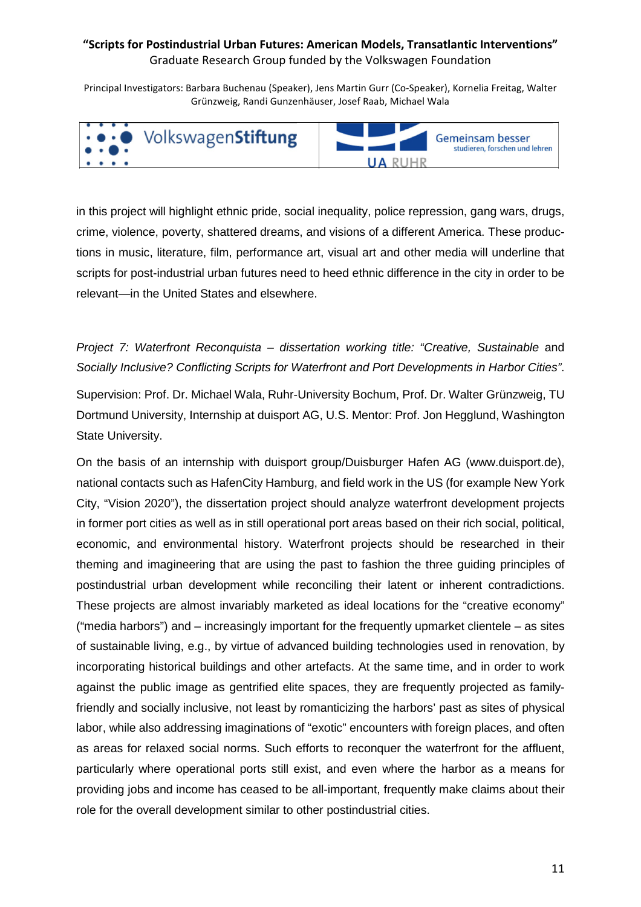in this project will highlight ethnic pride, social inequality, police repression, gang wars, drugs, crime, violence, poverty, shattered dreams, and visions of a different America. These productions in music, literature, film, performance art, visual art and other media will underline that scripts for post-industrial urban futures need to heed ethnic difference in the city in order to be relevant—in the United States and elsewhere.

*Project 7: Waterfront Reconquista – dissertation working title: "Creative, Sustainable* and *Socially Inclusive? Conflicting Scripts for Waterfront and Port Developments in Harbor Cities"*.

Supervision: Prof. Dr. Michael Wala, Ruhr-University Bochum, Prof. Dr. Walter Grünzweig, TU Dortmund University, Internship at duisport AG, U.S. Mentor: Prof. Jon Hegglund, Washington State University.

On the basis of an internship with duisport group/Duisburger Hafen AG (www.duisport.de), national contacts such as HafenCity Hamburg, and field work in the US (for example New York City, "Vision 2020"), the dissertation project should analyze waterfront development projects in former port cities as well as in still operational port areas based on their rich social, political, economic, and environmental history. Waterfront projects should be researched in their theming and imagineering that are using the past to fashion the three guiding principles of postindustrial urban development while reconciling their latent or inherent contradictions. These projects are almost invariably marketed as ideal locations for the "creative economy" ("media harbors") and – increasingly important for the frequently upmarket clientele – as sites of sustainable living, e.g., by virtue of advanced building technologies used in renovation, by incorporating historical buildings and other artefacts. At the same time, and in order to work against the public image as gentrified elite spaces, they are frequently projected as family-friendly and socially inclusive, not least by romanticizing the harbors' past as sites of physical labor, while also addressing imaginations of "exotic" encounters with foreign places, and often as areas for relaxed social norms. Such efforts to reconquer the waterfront for the affluent, particularly where operational ports still exist, and even where the harbor as a means for providing jobs and income has ceased to be all-important, frequently make claims about their role for the overall development similar to other postindustrial cities.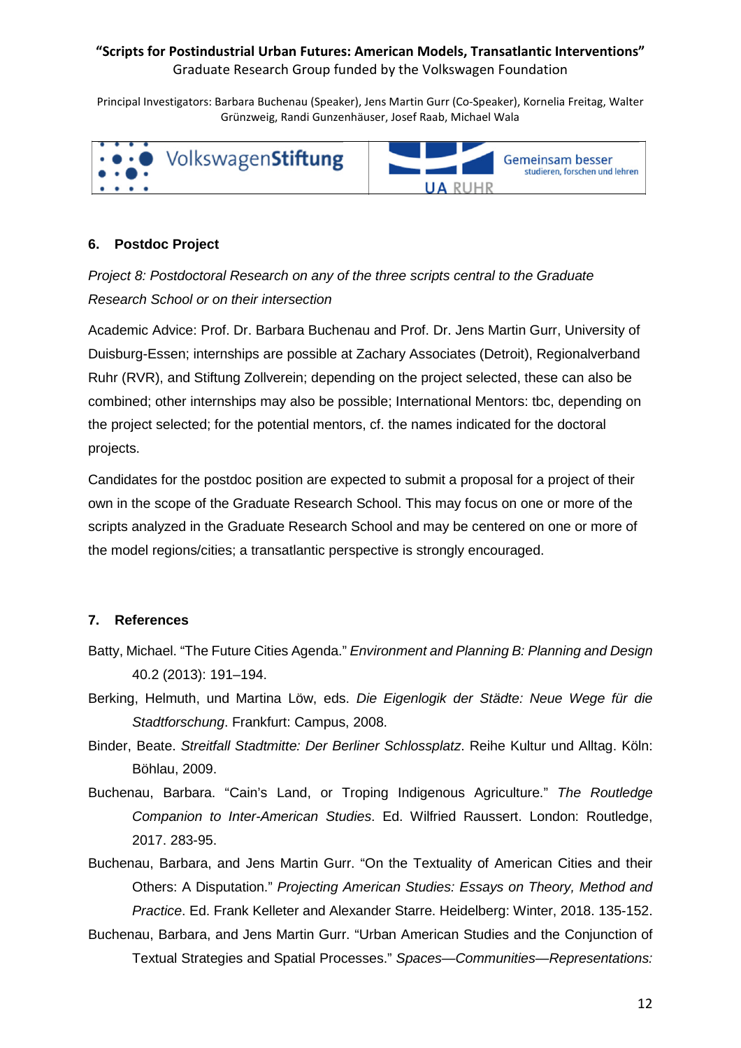## 6. Postdoc Project

*Project 8: Postdoctoral Research on any of the three scripts central to the Graduate Research School or on their intersection*

Academic Advice: Prof. Dr. Barbara Buchenau and Prof. Dr. Jens Martin Gurr, University of Duisburg-Essen; internships are possible at Zachary Associates (Detroit), Regionalverband Ruhr (RVR), and Stiftung Zollverein; depending on the project selected, these can also be combined; other internships may also be possible; International Mentors: tbc, depending on the project selected; for the potential mentors, cf. the names indicated for the doctoral projects.

Candidates for the postdoc position are expected to submit a proposal for a project of their own in the scope of the Graduate Research School. This may focus on one or more of the scripts analyzed in the Graduate Research School and may be centered on one or more of the model regions/cities; a transatlantic perspective is strongly encouraged.

## 7. References

Batty, Michael. "The Future Cities Agenda." *Environment and Planning B: Planning and Design* 40.2 (2013): 191–194.

Berking, Helmuth, und Martina Löw, eds. *Die Eigenlogik der Städte: Neue Wege für die Stadtforschung*. Frankfurt: Campus, 2008.

Binder, Beate. *Streitfall Stadtmitte: Der Berliner Schlossplatz*. Reihe Kultur und Alltag. Köln: Böhlau, 2009.

Buchenau, Barbara. "Cain's Land, or Troping Indigenous Agriculture." *The Routledge Companion to Inter-American Studies*. Ed. Wilfried Raussert. London: Routledge, 2017. 283-95.

Buchenau, Barbara, and Jens Martin Gurr. "On the Textuality of American Cities and their Others: A Disputation." *Projecting American Studies: Essays on Theory, Method and Practice*. Ed. Frank Kelleter and Alexander Starre. Heidelberg: Winter, 2018. 135-152.

Buchenau, Barbara, and Jens Martin Gurr. "Urban American Studies and the Conjunction of Textual Strategies and Spatial Processes." *Spaces—Communities—Representations:*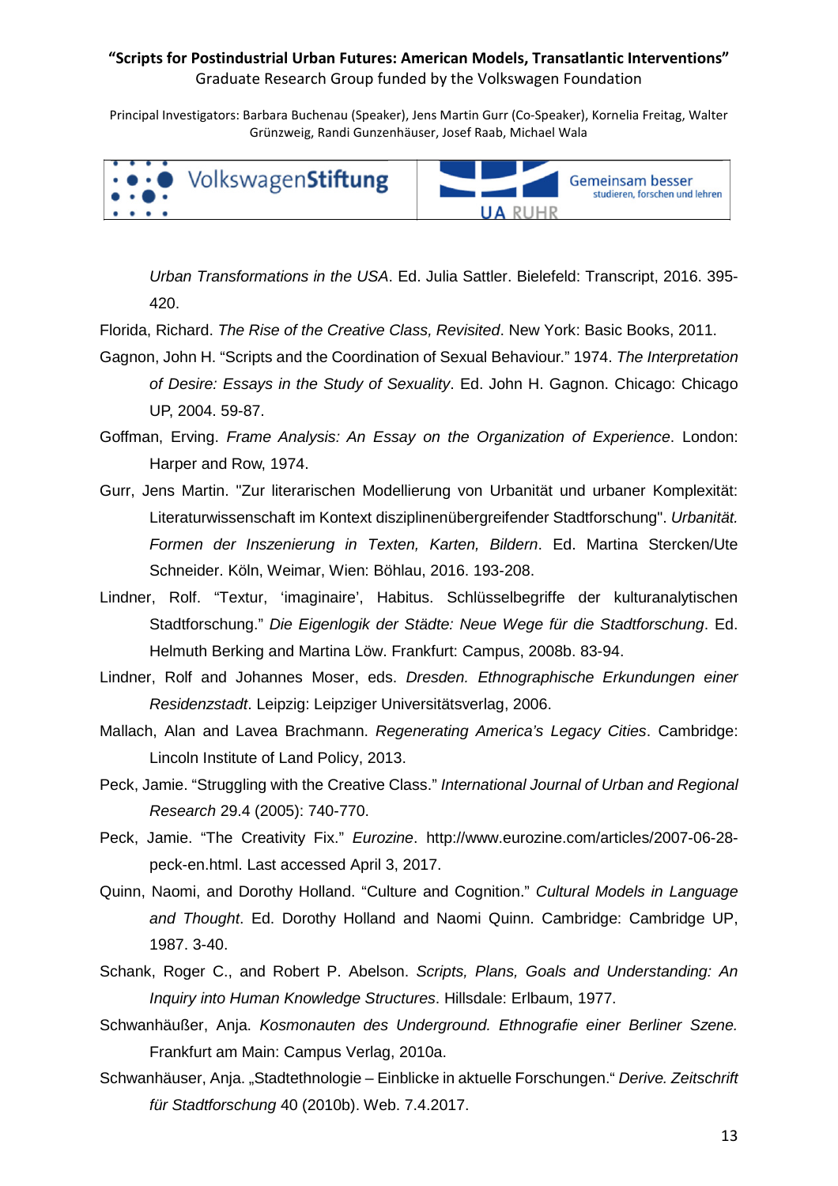*Urban Transformations in the USA*. Ed. Julia Sattler. Bielefeld: Transcript, 2016. 395-420.

Florida, Richard. *The Rise of the Creative Class, Revisited*. New York: Basic Books, 2011.

Gagnon, John H. “Scripts and the Coordination of Sexual Behaviour.” 1974. *The Interpretation of Desire: Essays in the Study of Sexuality*. Ed. John H. Gagnon. Chicago: Chicago UP, 2004. 59-87.

Goffman, Erving. *Frame Analysis: An Essay on the Organization of Experience*. London: Harper and Row, 1974.

Gurr, Jens Martin. "Zur literarischen Modellierung von Urbanität und urbaner Komplexität: Literaturwissenschaft im Kontext disziplinenübergreifender Stadtforschung". *Urbanität. Formen der Inszenierung in Texten, Karten, Bildern*. Ed. Martina Stercken/Ute Schneider. Köln, Weimar, Wien: Böhlau, 2016. 193-208.

Lindner, Rolf. “Textur, ‘imaginaire’, Habitus. Schlüsselbegriffe der kulturanalytischen Stadtforschung.” *Die Eigenlogik der Städte: Neue Wege für die Stadtforschung*. Ed. Helmuth Berking and Martina Löw. Frankfurt: Campus, 2008b. 83-94.

Lindner, Rolf and Johannes Moser, eds. *Dresden. Ethnographische Erkundungen einer Residenzstadt*. Leipzig: Leipziger Universitätsverlag, 2006.

Mallach, Alan and Lavea Brachmann. *Regenerating America’s Legacy Cities*. Cambridge: Lincoln Institute of Land Policy, 2013.

Peck, Jamie. “Struggling with the Creative Class.” *International Journal of Urban and Regional Research* 29.4 (2005): 740-770.

Peck, Jamie. “The Creativity Fix.” *Eurozine*. http://www.eurozine.com/articles/2007-06-28-peck-en.html. Last accessed April 3, 2017.

Quinn, Naomi, and Dorothy Holland. “Culture and Cognition.” *Cultural Models in Language and Thought*. Ed. Dorothy Holland and Naomi Quinn. Cambridge: Cambridge UP, 1987. 3-40.

Schank, Roger C., and Robert P. Abelson. *Scripts, Plans, Goals and Understanding: An Inquiry into Human Knowledge Structures*. Hillsdale: Erlbaum, 1977.

Schwanhäußer, Anja. *Kosmonauten des Underground. Ethnografie einer Berliner Szene.* Frankfurt am Main: Campus Verlag, 2010a.

Schwanhäuser, Anja. „Stadtethnologie – Einblicke in aktuelle Forschungen.“ *Derive. Zeitschrift für Stadtforschung* 40 (2010b). Web. 7.4.2017.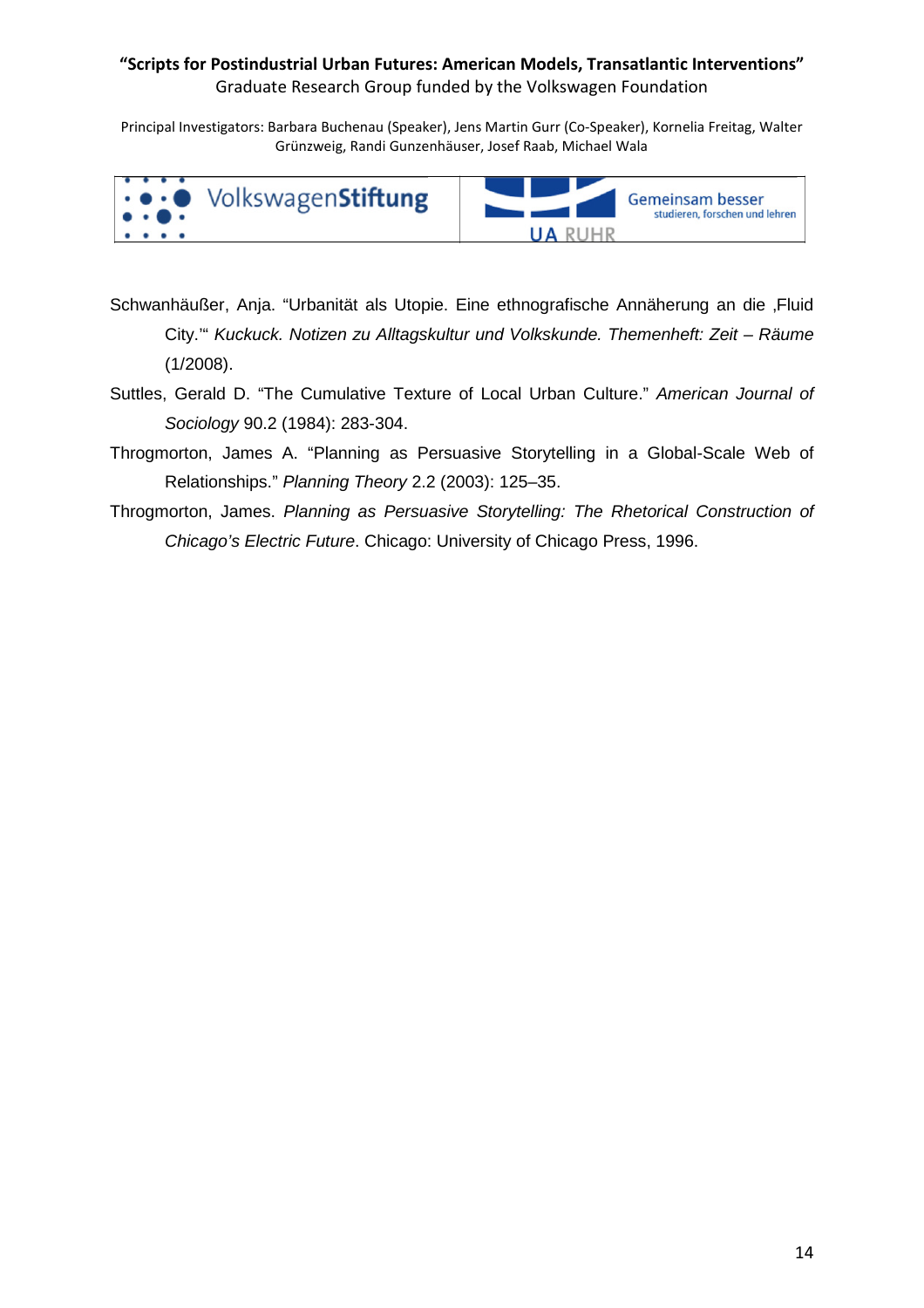Schwanhäußer, Anja. “Urbanität als Utopie. Eine ethnografische Annäherung an die ‚Fluid City.‘“ *Kuckuck. Notizen zu Alltagskultur und Volkskunde. Themenheft: Zeit – Räume* (1/2008).

Suttles, Gerald D. “The Cumulative Texture of Local Urban Culture.” *American Journal of Sociology* 90.2 (1984): 283-304.

Throgmorton, James A. “Planning as Persuasive Storytelling in a Global-Scale Web of Relationships.” *Planning Theory* 2.2 (2003): 125–35.

Throgmorton, James. *Planning as Persuasive Storytelling: The Rhetorical Construction of Chicago’s Electric Future*. Chicago: University of Chicago Press, 1996.